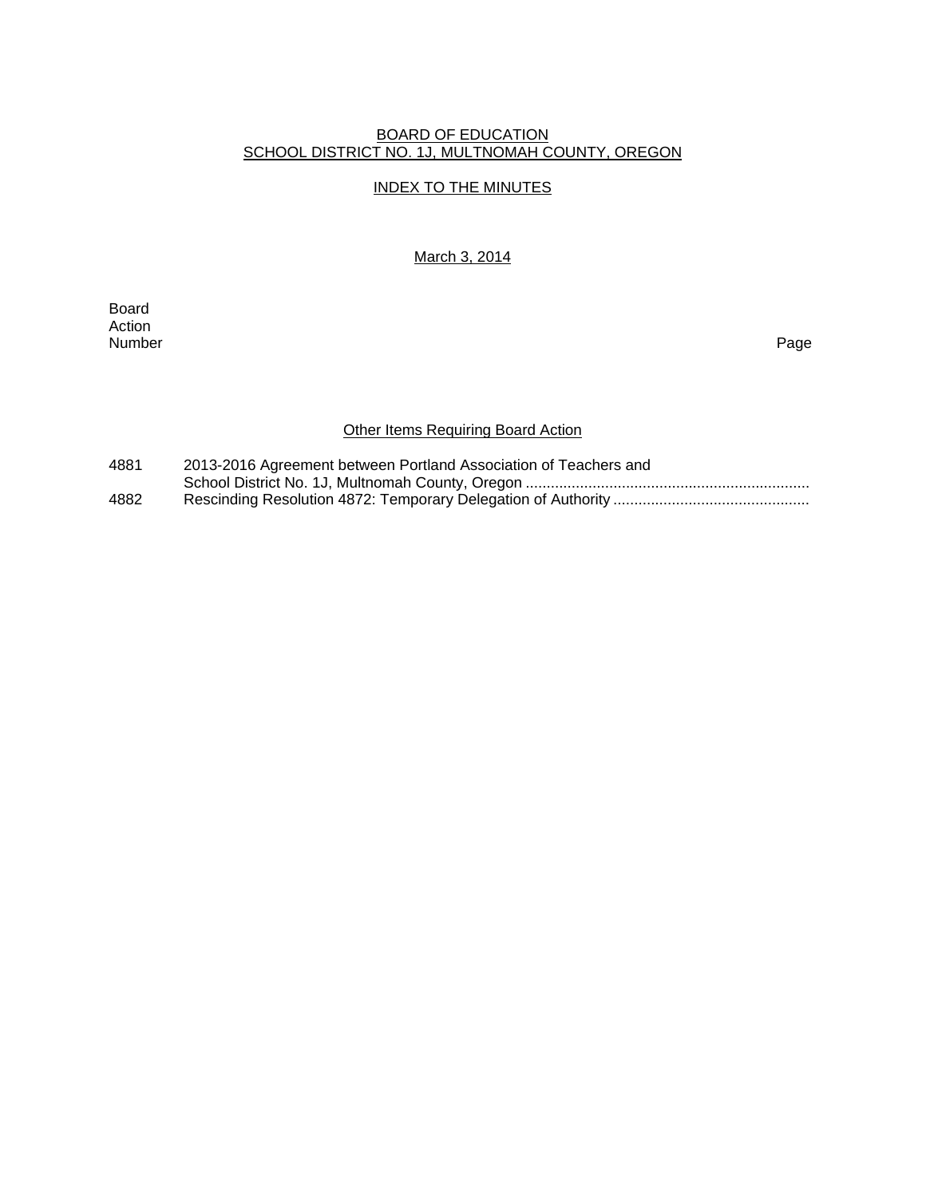BOARD OF EDUCATION
SCHOOL DISTRICT NO. 1J, MULTNOMAH COUNTY, OREGON

INDEX TO THE MINUTES

March 3, 2014

| Board Action Number | | Page |
|---|---|---|
| | **Other Items Requiring Board Action** | |
| 4881 | 2013-2016 Agreement between Portland Association of Teachers and School District No. 1J, Multnomah County, Oregon | |
| 4882 | Rescinding Resolution 4872: Temporary Delegation of Authority | |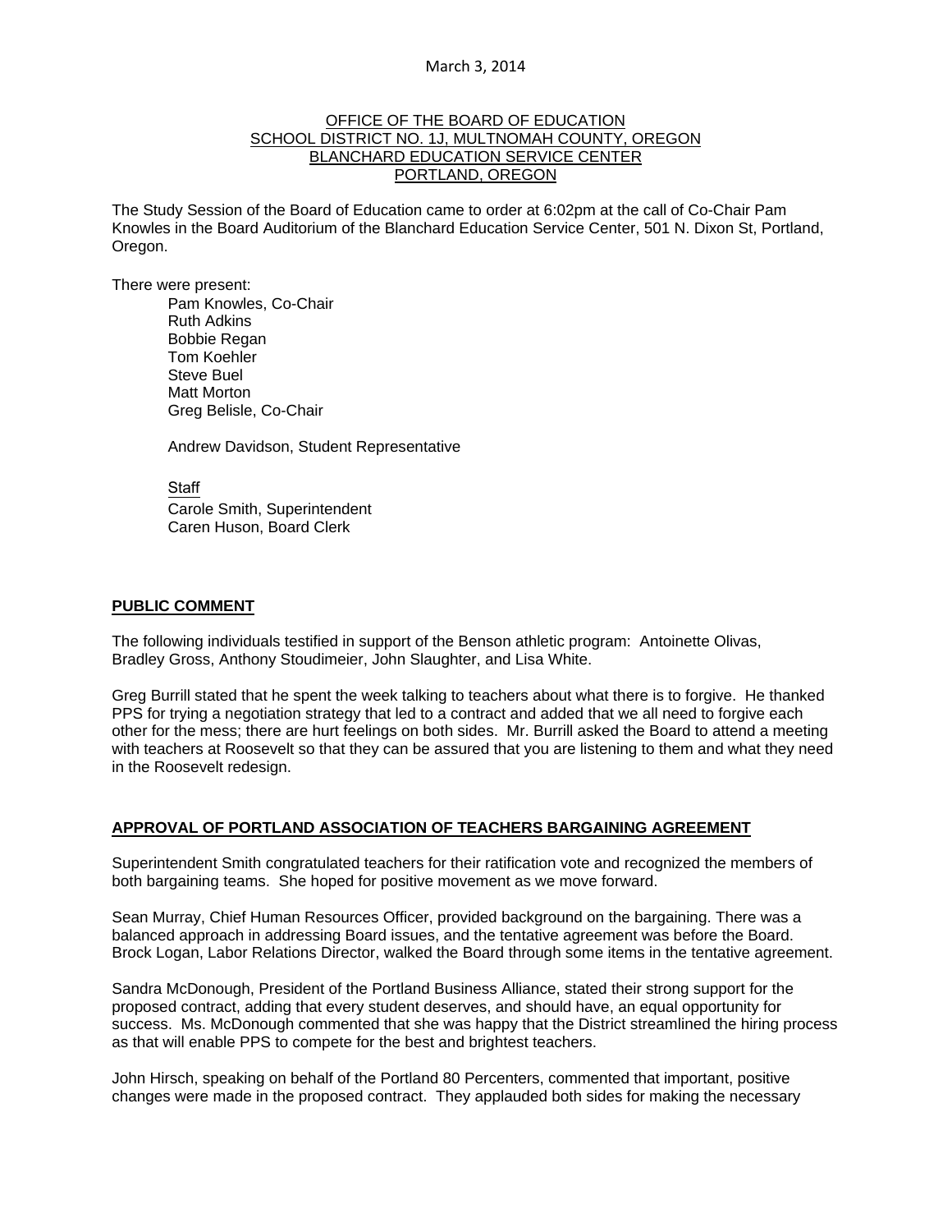March 3, 2014

OFFICE OF THE BOARD OF EDUCATION
SCHOOL DISTRICT NO. 1J, MULTNOMAH COUNTY, OREGON
BLANCHARD EDUCATION SERVICE CENTER
PORTLAND, OREGON

The Study Session of the Board of Education came to order at 6:02pm at the call of Co-Chair Pam Knowles in the Board Auditorium of the Blanchard Education Service Center, 501 N. Dixon St, Portland, Oregon.

There were present:

- Pam Knowles, Co-Chair
- Ruth Adkins
- Bobbie Regan
- Tom Koehler
- Steve Buel
- Matt Morton
- Greg Belisle, Co-Chair

Andrew Davidson, Student Representative

Staff

- Carole Smith, Superintendent
- Caren Huson, Board Clerk

## PUBLIC COMMENT

The following individuals testified in support of the Benson athletic program: Antoinette Olivas, Bradley Gross, Anthony Stoudimeier, John Slaughter, and Lisa White.

Greg Burrill stated that he spent the week talking to teachers about what there is to forgive. He thanked PPS for trying a negotiation strategy that led to a contract and added that we all need to forgive each other for the mess; there are hurt feelings on both sides. Mr. Burrill asked the Board to attend a meeting with teachers at Roosevelt so that they can be assured that you are listening to them and what they need in the Roosevelt redesign.

## APPROVAL OF PORTLAND ASSOCIATION OF TEACHERS BARGAINING AGREEMENT

Superintendent Smith congratulated teachers for their ratification vote and recognized the members of both bargaining teams. She hoped for positive movement as we move forward.

Sean Murray, Chief Human Resources Officer, provided background on the bargaining. There was a balanced approach in addressing Board issues, and the tentative agreement was before the Board. Brock Logan, Labor Relations Director, walked the Board through some items in the tentative agreement.

Sandra McDonough, President of the Portland Business Alliance, stated their strong support for the proposed contract, adding that every student deserves, and should have, an equal opportunity for success. Ms. McDonough commented that she was happy that the District streamlined the hiring process as that will enable PPS to compete for the best and brightest teachers.

John Hirsch, speaking on behalf of the Portland 80 Percenters, commented that important, positive changes were made in the proposed contract. They applauded both sides for making the necessary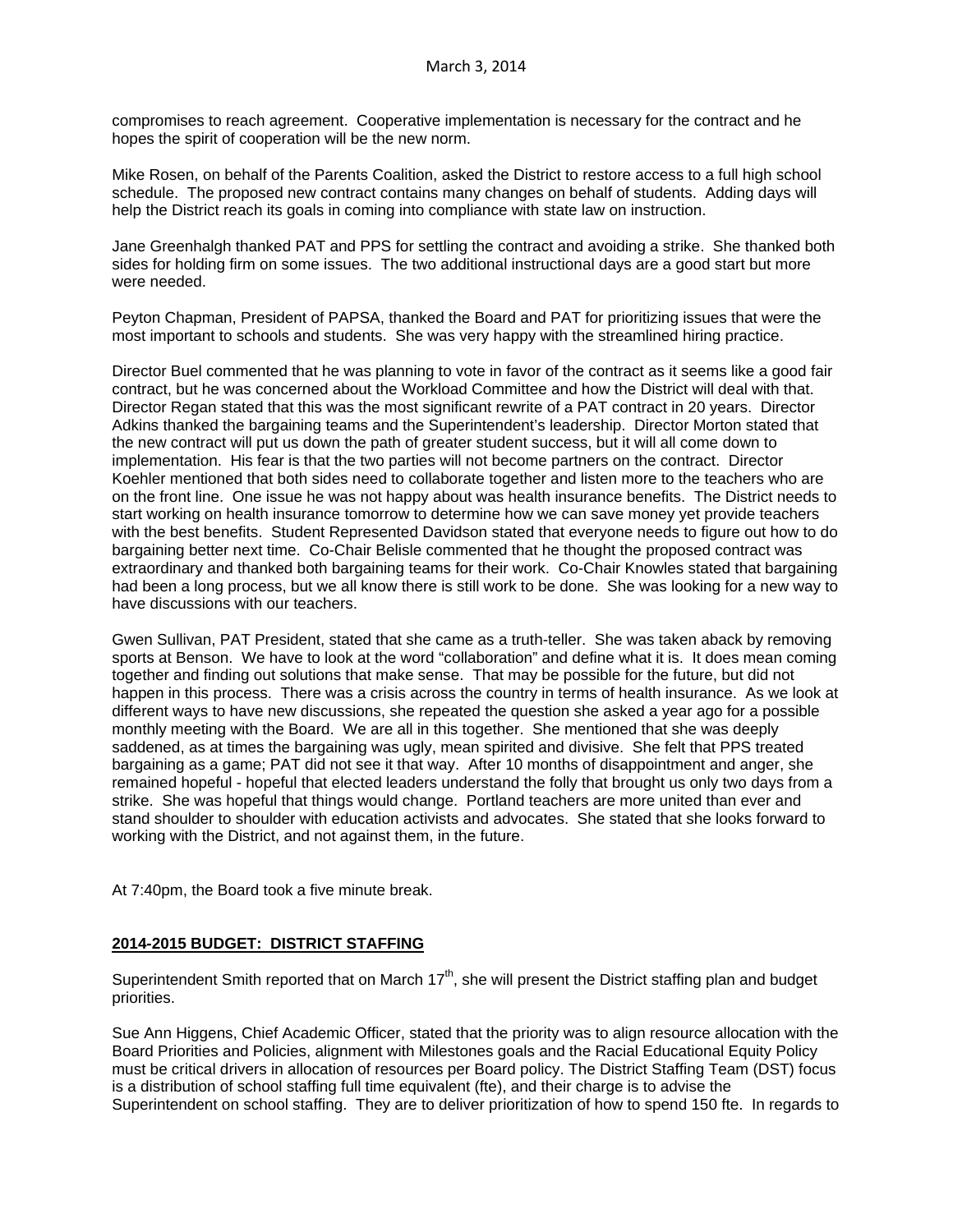compromises to reach agreement. Cooperative implementation is necessary for the contract and he hopes the spirit of cooperation will be the new norm.

Mike Rosen, on behalf of the Parents Coalition, asked the District to restore access to a full high school schedule. The proposed new contract contains many changes on behalf of students. Adding days will help the District reach its goals in coming into compliance with state law on instruction.

Jane Greenhalgh thanked PAT and PPS for settling the contract and avoiding a strike. She thanked both sides for holding firm on some issues. The two additional instructional days are a good start but more were needed.

Peyton Chapman, President of PAPSA, thanked the Board and PAT for prioritizing issues that were the most important to schools and students. She was very happy with the streamlined hiring practice.

Director Buel commented that he was planning to vote in favor of the contract as it seems like a good fair contract, but he was concerned about the Workload Committee and how the District will deal with that. Director Regan stated that this was the most significant rewrite of a PAT contract in 20 years. Director Adkins thanked the bargaining teams and the Superintendent's leadership. Director Morton stated that the new contract will put us down the path of greater student success, but it will all come down to implementation. His fear is that the two parties will not become partners on the contract. Director Koehler mentioned that both sides need to collaborate together and listen more to the teachers who are on the front line. One issue he was not happy about was health insurance benefits. The District needs to start working on health insurance tomorrow to determine how we can save money yet provide teachers with the best benefits. Student Represented Davidson stated that everyone needs to figure out how to do bargaining better next time. Co-Chair Belisle commented that he thought the proposed contract was extraordinary and thanked both bargaining teams for their work. Co-Chair Knowles stated that bargaining had been a long process, but we all know there is still work to be done. She was looking for a new way to have discussions with our teachers.

Gwen Sullivan, PAT President, stated that she came as a truth-teller. She was taken aback by removing sports at Benson. We have to look at the word "collaboration" and define what it is. It does mean coming together and finding out solutions that make sense. That may be possible for the future, but did not happen in this process. There was a crisis across the country in terms of health insurance. As we look at different ways to have new discussions, she repeated the question she asked a year ago for a possible monthly meeting with the Board. We are all in this together. She mentioned that she was deeply saddened, as at times the bargaining was ugly, mean spirited and divisive. She felt that PPS treated bargaining as a game; PAT did not see it that way. After 10 months of disappointment and anger, she remained hopeful - hopeful that elected leaders understand the folly that brought us only two days from a strike. She was hopeful that things would change. Portland teachers are more united than ever and stand shoulder to shoulder with education activists and advocates. She stated that she looks forward to working with the District, and not against them, in the future.

At 7:40pm, the Board took a five minute break.

## 2014-2015 BUDGET: DISTRICT STAFFING

Superintendent Smith reported that on March 17th, she will present the District staffing plan and budget priorities.

Sue Ann Higgens, Chief Academic Officer, stated that the priority was to align resource allocation with the Board Priorities and Policies, alignment with Milestones goals and the Racial Educational Equity Policy must be critical drivers in allocation of resources per Board policy. The District Staffing Team (DST) focus is a distribution of school staffing full time equivalent (fte), and their charge is to advise the Superintendent on school staffing. They are to deliver prioritization of how to spend 150 fte. In regards to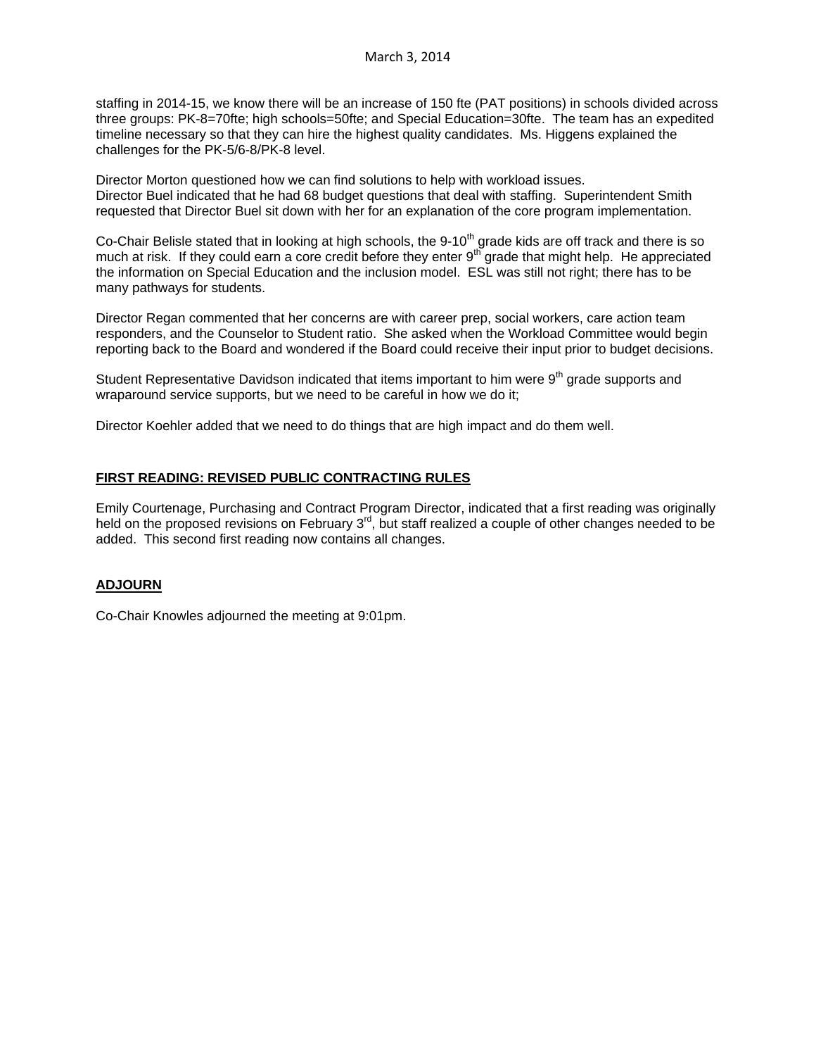staffing in 2014-15, we know there will be an increase of 150 fte (PAT positions) in schools divided across three groups: PK-8=70fte; high schools=50fte; and Special Education=30fte. The team has an expedited timeline necessary so that they can hire the highest quality candidates. Ms. Higgens explained the challenges for the PK-5/6-8/PK-8 level.

Director Morton questioned how we can find solutions to help with workload issues.
Director Buel indicated that he had 68 budget questions that deal with staffing. Superintendent Smith requested that Director Buel sit down with her for an explanation of the core program implementation.

Co-Chair Belisle stated that in looking at high schools, the 9-10th grade kids are off track and there is so much at risk. If they could earn a core credit before they enter 9th grade that might help. He appreciated the information on Special Education and the inclusion model. ESL was still not right; there has to be many pathways for students.

Director Regan commented that her concerns are with career prep, social workers, care action team responders, and the Counselor to Student ratio. She asked when the Workload Committee would begin reporting back to the Board and wondered if the Board could receive their input prior to budget decisions.

Student Representative Davidson indicated that items important to him were 9th grade supports and wraparound service supports, but we need to be careful in how we do it;

Director Koehler added that we need to do things that are high impact and do them well.

## FIRST READING: REVISED PUBLIC CONTRACTING RULES

Emily Courtenage, Purchasing and Contract Program Director, indicated that a first reading was originally held on the proposed revisions on February 3rd, but staff realized a couple of other changes needed to be added. This second first reading now contains all changes.

## ADJOURN

Co-Chair Knowles adjourned the meeting at 9:01pm.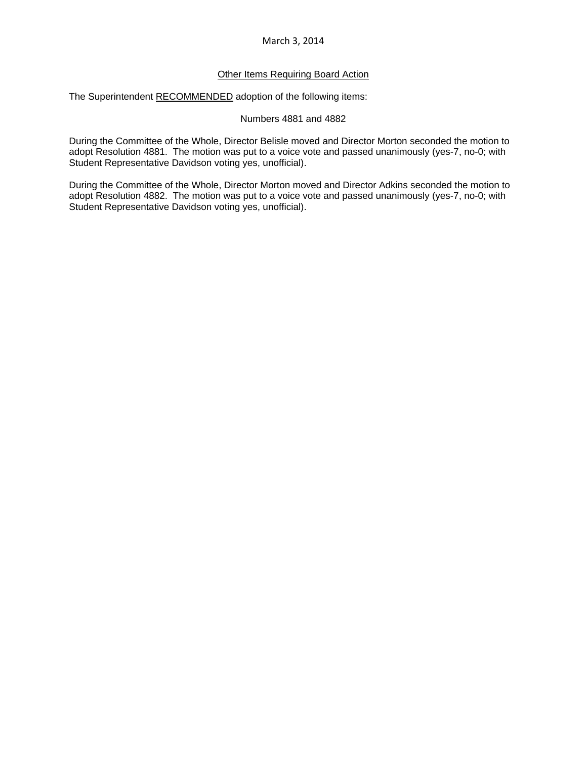March 3, 2014

<u>Other Items Requiring Board Action</u>

The Superintendent <u>RECOMMENDED</u> adoption of the following items:

Numbers 4881 and 4882

During the Committee of the Whole, Director Belisle moved and Director Morton seconded the motion to adopt Resolution 4881. The motion was put to a voice vote and passed unanimously (yes-7, no-0; with Student Representative Davidson voting yes, unofficial).

During the Committee of the Whole, Director Morton moved and Director Adkins seconded the motion to adopt Resolution 4882. The motion was put to a voice vote and passed unanimously (yes-7, no-0; with Student Representative Davidson voting yes, unofficial).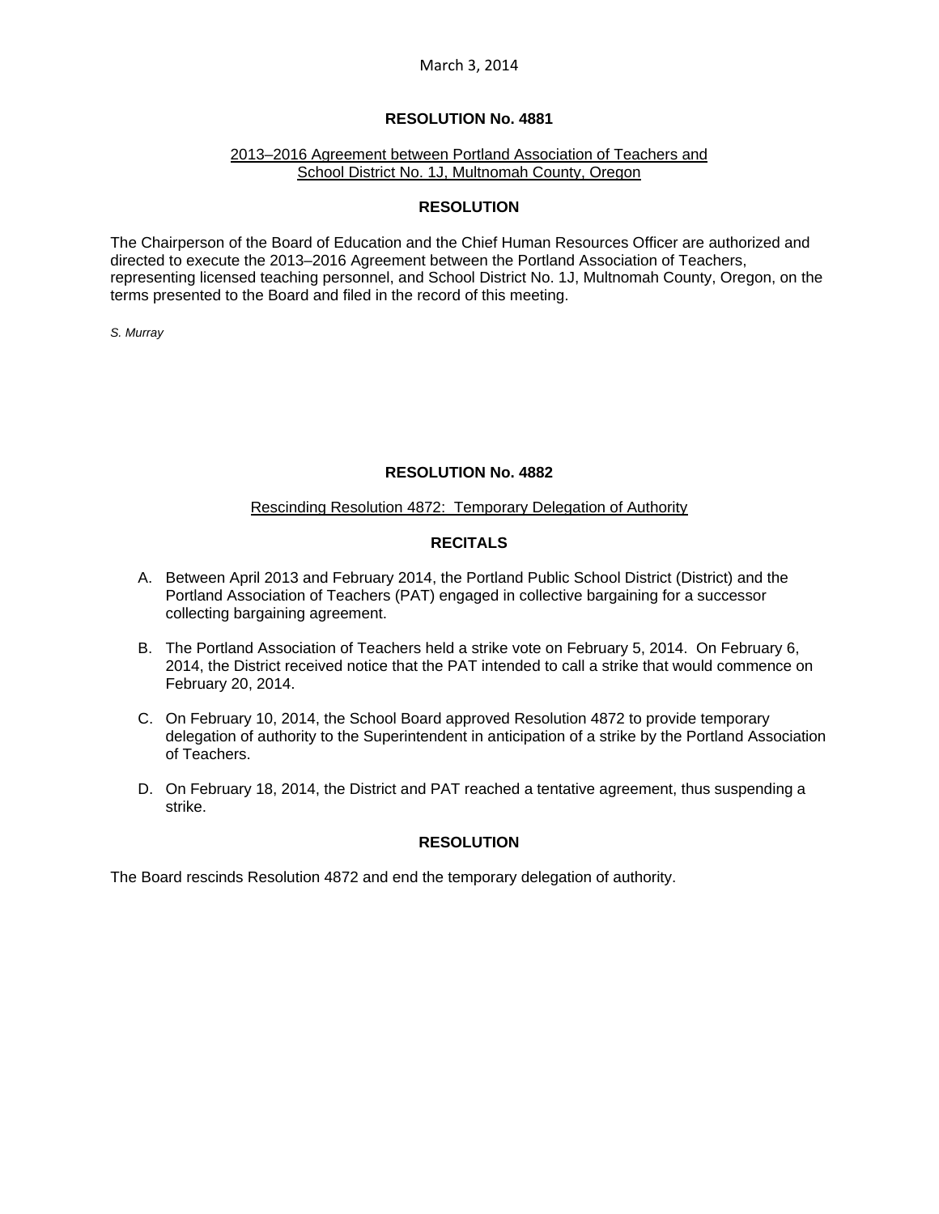March 3, 2014

**RESOLUTION No. 4881**

2013–2016 Agreement between Portland Association of Teachers and School District No. 1J, Multnomah County, Oregon

**RESOLUTION**

The Chairperson of the Board of Education and the Chief Human Resources Officer are authorized and directed to execute the 2013–2016 Agreement between the Portland Association of Teachers, representing licensed teaching personnel, and School District No. 1J, Multnomah County, Oregon, on the terms presented to the Board and filed in the record of this meeting.

*S. Murray*

**RESOLUTION No. 4882**

Rescinding Resolution 4872: Temporary Delegation of Authority

**RECITALS**

A. Between April 2013 and February 2014, the Portland Public School District (District) and the Portland Association of Teachers (PAT) engaged in collective bargaining for a successor collecting bargaining agreement.

B. The Portland Association of Teachers held a strike vote on February 5, 2014. On February 6, 2014, the District received notice that the PAT intended to call a strike that would commence on February 20, 2014.

C. On February 10, 2014, the School Board approved Resolution 4872 to provide temporary delegation of authority to the Superintendent in anticipation of a strike by the Portland Association of Teachers.

D. On February 18, 2014, the District and PAT reached a tentative agreement, thus suspending a strike.

**RESOLUTION**

The Board rescinds Resolution 4872 and end the temporary delegation of authority.